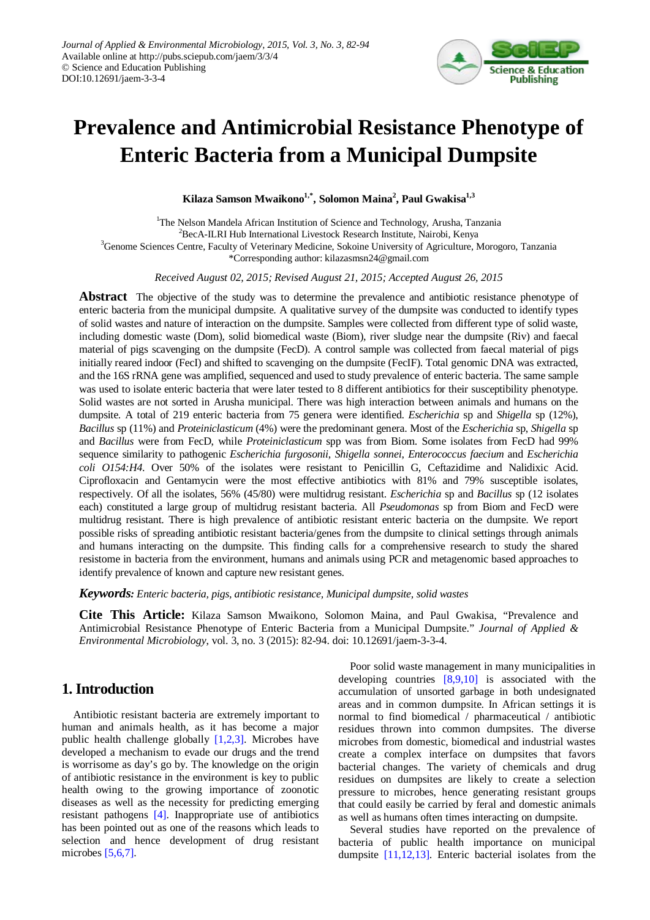# Prevalence and Antimicrobial Resistance Phenotype of Enteric Bacteria from a Municipal Dumpsite

**Kilaza Samson Mwaikono[1,*], Solomon Maina[2], Paul Gwakisa[1,3]**

[1]The Nelson Mandela African Institution of Science and Technology, Arusha, Tanzania
[2]BecA-ILRI Hub International Livestock Research Institute, Nairobi, Kenya
[3]Genome Sciences Centre, Faculty of Veterinary Medicine, Sokoine University of Agriculture, Morogoro, Tanzania
*Corresponding author: kilazasmsn24@gmail.com

*Received August 02, 2015; Revised August 21, 2015; Accepted August 26, 2015*

**Abstract** The objective of the study was to determine the prevalence and antibiotic resistance phenotype of enteric bacteria from the municipal dumpsite. A qualitative survey of the dumpsite was conducted to identify types of solid wastes and nature of interaction on the dumpsite. Samples were collected from different type of solid waste, including domestic waste (Dom), solid biomedical waste (Biom), river sludge near the dumpsite (Riv) and faecal material of pigs scavenging on the dumpsite (FecD). A control sample was collected from faecal material of pigs initially reared indoor (FecI) and shifted to scavenging on the dumpsite (FecIF). Total genomic DNA was extracted, and the 16S rRNA gene was amplified, sequenced and used to study prevalence of enteric bacteria. The same sample was used to isolate enteric bacteria that were later tested to 8 different antibiotics for their susceptibility phenotype. Solid wastes are not sorted in Arusha municipal. There was high interaction between animals and humans on the dumpsite. A total of 219 enteric bacteria from 75 genera were identified. *Escherichia* sp and *Shigella* sp (12%), *Bacillus* sp (11%) and *Proteiniclasticum* (4%) were the predominant genera. Most of the *Escherichia* sp, *Shigella* sp and *Bacillus* were from FecD, while *Proteiniclasticum* spp was from Biom. Some isolates from FecD had 99% sequence similarity to pathogenic *Escherichia furgosonii*, *Shigella sonnei*, *Enterococcus faecium* and *Escherichia coli O154:H4*. Over 50% of the isolates were resistant to Penicillin G, Ceftazidime and Nalidixic Acid. Ciprofloxacin and Gentamycin were the most effective antibiotics with 81% and 79% susceptible isolates, respectively. Of all the isolates, 56% (45/80) were multidrug resistant. *Escherichia* sp and *Bacillus* sp (12 isolates each) constituted a large group of multidrug resistant bacteria. All *Pseudomonas* sp from Biom and FecD were multidrug resistant. There is high prevalence of antibiotic resistant enteric bacteria on the dumpsite. We report possible risks of spreading antibiotic resistant bacteria/genes from the dumpsite to clinical settings through animals and humans interacting on the dumpsite. This finding calls for a comprehensive research to study the shared resistome in bacteria from the environment, humans and animals using PCR and metagenomic based approaches to identify prevalence of known and capture new resistant genes.

***Keywords:*** *Enteric bacteria, pigs, antibiotic resistance, Municipal dumpsite, solid wastes*

**Cite This Article:** Kilaza Samson Mwaikono, Solomon Maina, and Paul Gwakisa, “Prevalence and Antimicrobial Resistance Phenotype of Enteric Bacteria from a Municipal Dumpsite.” *Journal of Applied & Environmental Microbiology*, vol. 3, no. 3 (2015): 82-94. doi: 10.12691/jaem-3-3-4.

## 1. Introduction

Antibiotic resistant bacteria are extremely important to human and animals health, as it has become a major public health challenge globally [1,2,3]. Microbes have developed a mechanism to evade our drugs and the trend is worrisome as day’s go by. The knowledge on the origin of antibiotic resistance in the environment is key to public health owing to the growing importance of zoonotic diseases as well as the necessity for predicting emerging resistant pathogens [4]. Inappropriate use of antibiotics has been pointed out as one of the reasons which leads to selection and hence development of drug resistant microbes [5,6,7].

Poor solid waste management in many municipalities in developing countries [8,9,10] is associated with the accumulation of unsorted garbage in both undesignated areas and in common dumpsite. In African settings it is normal to find biomedical / pharmaceutical / antibiotic residues thrown into common dumpsites. The diverse microbes from domestic, biomedical and industrial wastes create a complex interface on dumpsites that favors bacterial changes. The variety of chemicals and drug residues on dumpsites are likely to create a selection pressure to microbes, hence generating resistant groups that could easily be carried by feral and domestic animals as well as humans often times interacting on dumpsite.

Several studies have reported on the prevalence of bacteria of public health importance on municipal dumpsite [11,12,13]. Enteric bacterial isolates from the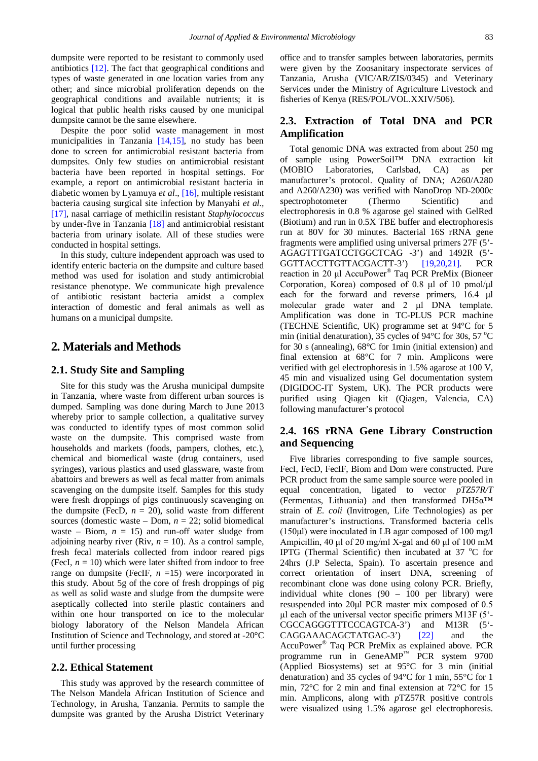dumpsite were reported to be resistant to commonly used antibiotics [12]. The fact that geographical conditions and types of waste generated in one location varies from any other; and since microbial proliferation depends on the geographical conditions and available nutrients; it is logical that public health risks caused by one municipal dumpsite cannot be the same elsewhere.

Despite the poor solid waste management in most municipalities in Tanzania [14,15], no study has been done to screen for antimicrobial resistant bacteria from dumpsites. Only few studies on antimicrobial resistant bacteria have been reported in hospital settings. For example, a report on antimicrobial resistant bacteria in diabetic women by Lyamuya *et al*., [16], multiple resistant bacteria causing surgical site infection by Manyahi *et al*., [17], nasal carriage of methicilin resistant *Staphylococcus* by under-five in Tanzania [18] and antimicrobial resistant bacteria from urinary isolate. All of these studies were conducted in hospital settings.

In this study, culture independent approach was used to identify enteric bacteria on the dumpsite and culture based method was used for isolation and study antimicrobial resistance phenotype. We communicate high prevalence of antibiotic resistant bacteria amidst a complex interaction of domestic and feral animals as well as humans on a municipal dumpsite.

## 2. Materials and Methods

### 2.1. Study Site and Sampling

Site for this study was the Arusha municipal dumpsite in Tanzania, where waste from different urban sources is dumped. Sampling was done during March to June 2013 whereby prior to sample collection, a qualitative survey was conducted to identify types of most common solid waste on the dumpsite. This comprised waste from households and markets (foods, pampers, clothes, etc.), chemical and biomedical waste (drug containers, used syringes), various plastics and used glassware, waste from abattoirs and brewers as well as fecal matter from animals scavenging on the dumpsite itself. Samples for this study were fresh droppings of pigs continuously scavenging on the dumpsite (FecD, $n$ = 20), solid waste from different sources (domestic waste – Dom, $n$ = 22; solid biomedical waste – Biom, $n$ = 15) and run-off water sludge from adjoining nearby river (Riv, $n$ = 10). As a control sample, fresh fecal materials collected from indoor reared pigs (FecI, $n$ = 10) which were later shifted from indoor to free range on dumpsite (FecIF, $n$ =15) were incorporated in this study. About 5g of the core of fresh droppings of pig as well as solid waste and sludge from the dumpsite were aseptically collected into sterile plastic containers and within one hour transported on ice to the molecular biology laboratory of the Nelson Mandela African Institution of Science and Technology, and stored at -20°C until further processing

### 2.2. Ethical Statement

This study was approved by the research committee of The Nelson Mandela African Institution of Science and Technology, in Arusha, Tanzania. Permits to sample the dumpsite was granted by the Arusha District Veterinary office and to transfer samples between laboratories, permits were given by the Zoosanitary inspectorate services of Tanzania, Arusha (VIC/AR/ZIS/0345) and Veterinary Services under the Ministry of Agriculture Livestock and fisheries of Kenya (RES/POL/VOL.XXIV/506).

### 2.3. Extraction of Total DNA and PCR Amplification

Total genomic DNA was extracted from about 250 mg of sample using PowerSoil™ DNA extraction kit (MOBIO Laboratories, Carlsbad, CA) as per manufacturer's protocol. Quality of DNA; A260/A280 and A260/A230) was verified with NanoDrop ND-2000c spectrophotometer (Thermo Scientific) and electrophoresis in 0.8 % agarose gel stained with GelRed (Biotium) and run in 0.5X TBE buffer and electrophoresis run at 80V for 30 minutes. Bacterial 16S rRNA gene fragments were amplified using universal primers 27F (5'-AGAGTTTGATCCTGGCTCAG -3') and 1492R (5'-GGTTACCTTGTTACGACTT-3') [19,20,21]. PCR reaction in 20 µl AccuPower® Taq PCR PreMix (Bioneer Corporation, Korea) composed of 0.8 µl of 10 pmol/µl each for the forward and reverse primers, 16.4 µl molecular grade water and 2 µl DNA template. Amplification was done in TC-PLUS PCR machine (TECHNE Scientific, UK) programme set at 94°C for 5 min (initial denaturation), 35 cycles of 94°C for 30s, 57 °C for 30 s (annealing), 68°C for 1min (initial extension) and final extension at 68°C for 7 min. Amplicons were verified with gel electrophoresis in 1.5% agarose at 100 V, 45 min and visualized using Gel documentation system (DIGIDOC-IT System, UK). The PCR products were purified using Qiagen kit (Qiagen, Valencia, CA) following manufacturer's protocol

### 2.4. 16S rRNA Gene Library Construction and Sequencing

Five libraries corresponding to five sample sources, FecI, FecD, FecIF, Biom and Dom were constructed. Pure PCR product from the same sample source were pooled in equal concentration, ligated to vector *pTZ57R/T* (Fermentas, Lithuania) and then transformed DH5α™ strain of *E. coli* (Invitrogen, Life Technologies) as per manufacturer's instructions. Transformed bacteria cells (150µl) were inoculated in LB agar composed of 100 mg/l Ampicillin, 40 µl of 20 mg/ml X-gal and 60 µl of 100 mM IPTG (Thermal Scientific) then incubated at 37 °C for 24hrs (J.P Selecta, Spain). To ascertain presence and correct orientation of insert DNA, screening of recombinant clone was done using colony PCR. Briefly, individual white clones (90 – 100 per library) were resuspended into 20µl PCR master mix composed of 0.5 µl each of the universal vector specific primers M13F (5'-CGCCAGGGTTTCCCAGTCA-3') and M13R (5'-CAGGAAACAGCTATGAC-3') [22] and the AccuPower® Taq PCR PreMix as explained above. PCR programme run in GeneAMP™ PCR system 9700 (Applied Biosystems) set at 95°C for 3 min (initial denaturation) and 35 cycles of 94°C for 1 min, 55°C for 1 min, 72°C for 2 min and final extension at 72°C for 15 min. Amplicons, along with *p*TZ57R positive controls were visualized using 1.5% agarose gel electrophoresis.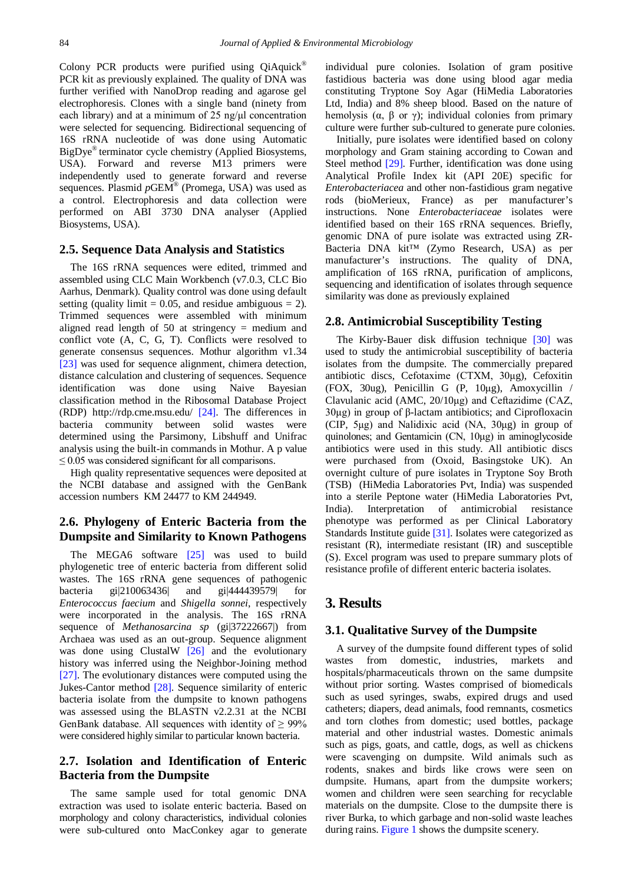Colony PCR products were purified using QiAquick® PCR kit as previously explained. The quality of DNA was further verified with NanoDrop reading and agarose gel electrophoresis. Clones with a single band (ninety from each library) and at a minimum of 25 ng/µl concentration were selected for sequencing. Bidirectional sequencing of 16S rRNA nucleotide of was done using Automatic BigDye® terminator cycle chemistry (Applied Biosystems, USA). Forward and reverse M13 primers were independently used to generate forward and reverse sequences. Plasmid *p*GEM® (Promega, USA) was used as a control. Electrophoresis and data collection were performed on ABI 3730 DNA analyser (Applied Biosystems, USA).

## 2.5. Sequence Data Analysis and Statistics

The 16S rRNA sequences were edited, trimmed and assembled using CLC Main Workbench (v7.0.3, CLC Bio Aarhus, Denmark). Quality control was done using default setting (quality limit = 0.05, and residue ambiguous = 2). Trimmed sequences were assembled with minimum aligned read length of 50 at stringency = medium and conflict vote (A, C, G, T). Conflicts were resolved to generate consensus sequences. Mothur algorithm v1.34 [23] was used for sequence alignment, chimera detection, distance calculation and clustering of sequences. Sequence identification was done using Naive Bayesian classification method in the Ribosomal Database Project (RDP) http://rdp.cme.msu.edu/ [24]. The differences in bacteria community between solid wastes were determined using the Parsimony, Libshuff and Unifrac analysis using the built-in commands in Mothur. A p value ≤ 0.05 was considered significant for all comparisons.

High quality representative sequences were deposited at the NCBI database and assigned with the GenBank accession numbers KM 24477 to KM 244949.

## 2.6. Phylogeny of Enteric Bacteria from the Dumpsite and Similarity to Known Pathogens

The MEGA6 software [25] was used to build phylogenetic tree of enteric bacteria from different solid wastes. The 16S rRNA gene sequences of pathogenic bacteria gi|210063436| and gi|444439579| for *Enterococcus faecium* and *Shigella sonnei*, respectively were incorporated in the analysis. The 16S rRNA sequence of *Methanosarcina sp* (gi|37222667|) from Archaea was used as an out-group. Sequence alignment was done using ClustalW [26] and the evolutionary history was inferred using the Neighbor-Joining method [27]. The evolutionary distances were computed using the Jukes-Cantor method [28]. Sequence similarity of enteric bacteria isolate from the dumpsite to known pathogens was assessed using the BLASTN v2.2.31 at the NCBI GenBank database. All sequences with identity of ≥ 99% were considered highly similar to particular known bacteria.

## 2.7. Isolation and Identification of Enteric Bacteria from the Dumpsite

The same sample used for total genomic DNA extraction was used to isolate enteric bacteria. Based on morphology and colony characteristics, individual colonies were sub-cultured onto MacConkey agar to generate individual pure colonies. Isolation of gram positive fastidious bacteria was done using blood agar media constituting Tryptone Soy Agar (HiMedia Laboratories Ltd, India) and 8% sheep blood. Based on the nature of hemolysis (α, β or γ); individual colonies from primary culture were further sub-cultured to generate pure colonies.

Initially, pure isolates were identified based on colony morphology and Gram staining according to Cowan and Steel method [29]. Further, identification was done using Analytical Profile Index kit (API 20E) specific for *Enterobacteriacea* and other non-fastidious gram negative rods (bioMerieux, France) as per manufacturer's instructions. None *Enterobacteriaceae* isolates were identified based on their 16S rRNA sequences. Briefly, genomic DNA of pure isolate was extracted using ZR-Bacteria DNA kit™ (Zymo Research, USA) as per manufacturer's instructions. The quality of DNA, amplification of 16S rRNA, purification of amplicons, sequencing and identification of isolates through sequence similarity was done as previously explained

## 2.8. Antimicrobial Susceptibility Testing

The Kirby-Bauer disk diffusion technique [30] was used to study the antimicrobial susceptibility of bacteria isolates from the dumpsite. The commercially prepared antibiotic discs, Cefotaxime (CTXM, 30µg), Cefoxitin (FOX, 30ug), Penicillin G (P, 10µg), Amoxycillin / Clavulanic acid (AMC, 20/10µg) and Ceftazidime (CAZ, 30µg) in group of β-lactam antibiotics; and Ciprofloxacin (CIP, 5µg) and Nalidixic acid (NA, 30µg) in group of quinolones; and Gentamicin (CN, 10µg) in aminoglycoside antibiotics were used in this study. All antibiotic discs were purchased from (Oxoid, Basingstoke UK). An overnight culture of pure isolates in Tryptone Soy Broth (TSB) (HiMedia Laboratories Pvt, India) was suspended into a sterile Peptone water (HiMedia Laboratories Pvt, India). Interpretation of antimicrobial resistance phenotype was performed as per Clinical Laboratory Standards Institute guide [31]. Isolates were categorized as resistant (R), intermediate resistant (IR) and susceptible (S). Excel program was used to prepare summary plots of resistance profile of different enteric bacteria isolates.

# 3. Results

## 3.1. Qualitative Survey of the Dumpsite

A survey of the dumpsite found different types of solid wastes from domestic, industries, markets and hospitals/pharmaceuticals thrown on the same dumpsite without prior sorting. Wastes comprised of biomedicals such as used syringes, swabs, expired drugs and used catheters; diapers, dead animals, food remnants, cosmetics and torn clothes from domestic; used bottles, package material and other industrial wastes. Domestic animals such as pigs, goats, and cattle, dogs, as well as chickens were scavenging on dumpsite. Wild animals such as rodents, snakes and birds like crows were seen on dumpsite. Humans, apart from the dumpsite workers; women and children were seen searching for recyclable materials on the dumpsite. Close to the dumpsite there is river Burka, to which garbage and non-solid waste leaches during rains. Figure 1 shows the dumpsite scenery.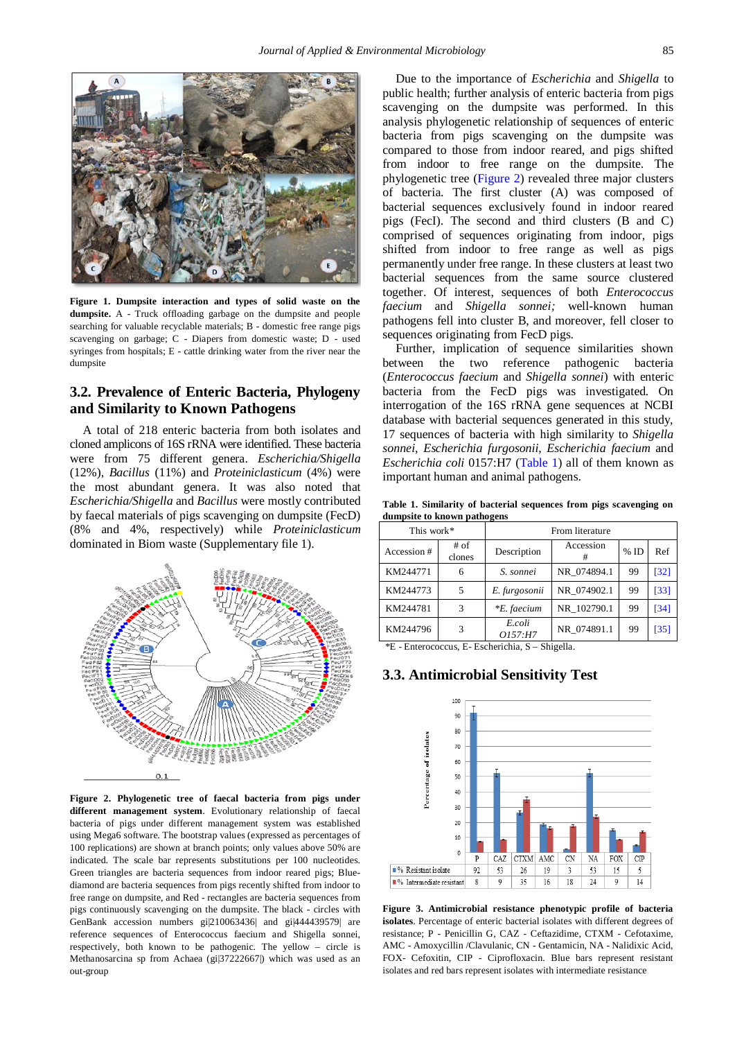**Figure 1. Dumpsite interaction and types of solid waste on the dumpsite.** A - Truck offloading garbage on the dumpsite and people searching for valuable recyclable materials; B - domestic free range pigs scavenging on garbage; C - Diapers from domestic waste; D - used syringes from hospitals; E - cattle drinking water from the river near the dumpsite

## 3.2. Prevalence of Enteric Bacteria, Phylogeny and Similarity to Known Pathogens

A total of 218 enteric bacteria from both isolates and cloned amplicons of 16S rRNA were identified. These bacteria were from 75 different genera. *Escherichia/Shigella* (12%), *Bacillus* (11%) and *Proteiniclasticum* (4%) were the most abundant genera. It was also noted that *Escherichia/Shigella* and *Bacillus* were mostly contributed by faecal materials of pigs scavenging on dumpsite (FecD) (8% and 4%, respectively) while *Proteiniclasticum* dominated in Biom waste (Supplementary file 1).

**Figure 2. Phylogenetic tree of faecal bacteria from pigs under different management system**. Evolutionary relationship of faecal bacteria of pigs under different management system was established using Mega6 software. The bootstrap values (expressed as percentages of 100 replications) are shown at branch points; only values above 50% are indicated. The scale bar represents substitutions per 100 nucleotides. Green triangles are bacteria sequences from indoor reared pigs; Blue-diamond are bacteria sequences from pigs recently shifted from indoor to free range on dumpsite, and Red - rectangles are bacteria sequences from pigs continuously scavenging on the dumpsite. The black - circles with GenBank accession numbers gi|210063436| and gi|444439579| are reference sequences of Enterococcus faecium and Shigella sonnei, respectively, both known to be pathogenic. The yellow – circle is Methanosarcina sp from Achaea (gi|37222667|) which was used as an out-group

Due to the importance of *Escherichia* and *Shigella* to public health; further analysis of enteric bacteria from pigs scavenging on the dumpsite was performed. In this analysis phylogenetic relationship of sequences of enteric bacteria from pigs scavenging on the dumpsite was compared to those from indoor reared, and pigs shifted from indoor to free range on the dumpsite. The phylogenetic tree (Figure 2) revealed three major clusters of bacteria. The first cluster (A) was composed of bacterial sequences exclusively found in indoor reared pigs (FecI). The second and third clusters (B and C) comprised of sequences originating from indoor, pigs shifted from indoor to free range as well as pigs permanently under free range. In these clusters at least two bacterial sequences from the same source clustered together. Of interest, sequences of both *Enterococcus faecium* and *Shigella sonnei;* well-known human pathogens fell into cluster B, and moreover, fell closer to sequences originating from FecD pigs.

Further, implication of sequence similarities shown between the two reference pathogenic bacteria (*Enterococcus faecium* and *Shigella sonnei*) with enteric bacteria from the FecD pigs was investigated. On interrogation of the 16S rRNA gene sequences at NCBI database with bacterial sequences generated in this study, 17 sequences of bacteria with high similarity to *Shigella sonnei*, *Escherichia furgosonii*, *Escherichia faecium* and *Escherichia coli* 0157:H7 (Table 1) all of them known as important human and animal pathogens.

**Table 1. Similarity of bacterial sequences from pigs scavenging on dumpsite to known pathogens**

| This work* | | From literature | | | |
|---|---|---|---|---|---|
| Accession # | # of clones | Description | Accession # | % ID | Ref |
| KM244771 | 6 | *S. sonnei* | NR_074894.1 | 99 | [32] |
| KM244773 | 5 | *E. furgosonii* | NR_074902.1 | 99 | [33] |
| KM244781 | 3 | **E. faecium* | NR_102790.1 | 99 | [34] |
| KM244796 | 3 | *E.coli O157:H7* | NR_074891.1 | 99 | [35] |

*E - Enterococcus, E- Escherichia, S – Shigella.

## 3.3. Antimicrobial Sensitivity Test

| | P | CAZ | CTXM | AMC | CN | NA | FOX | CIP |
|---|---|---|---|---|---|---|---|---|
| % Resistant isolate | 92 | 53 | 26 | 19 | 3 | 53 | 15 | 5 |
| % Intermediate resistant | 8 | 9 | 35 | 16 | 18 | 24 | 9 | 14 |

**Figure 3. Antimicrobial resistance phenotypic profile of bacteria isolates**. Percentage of enteric bacterial isolates with different degrees of resistance; P - Penicillin G, CAZ - Ceftazidime, CTXM - Cefotaxime, AMC - Amoxycillin /Clavulanic, CN - Gentamicin, NA - Nalidixic Acid, FOX- Cefoxitin, CIP - Ciprofloxacin. Blue bars represent resistant isolates and red bars represent isolates with intermediate resistance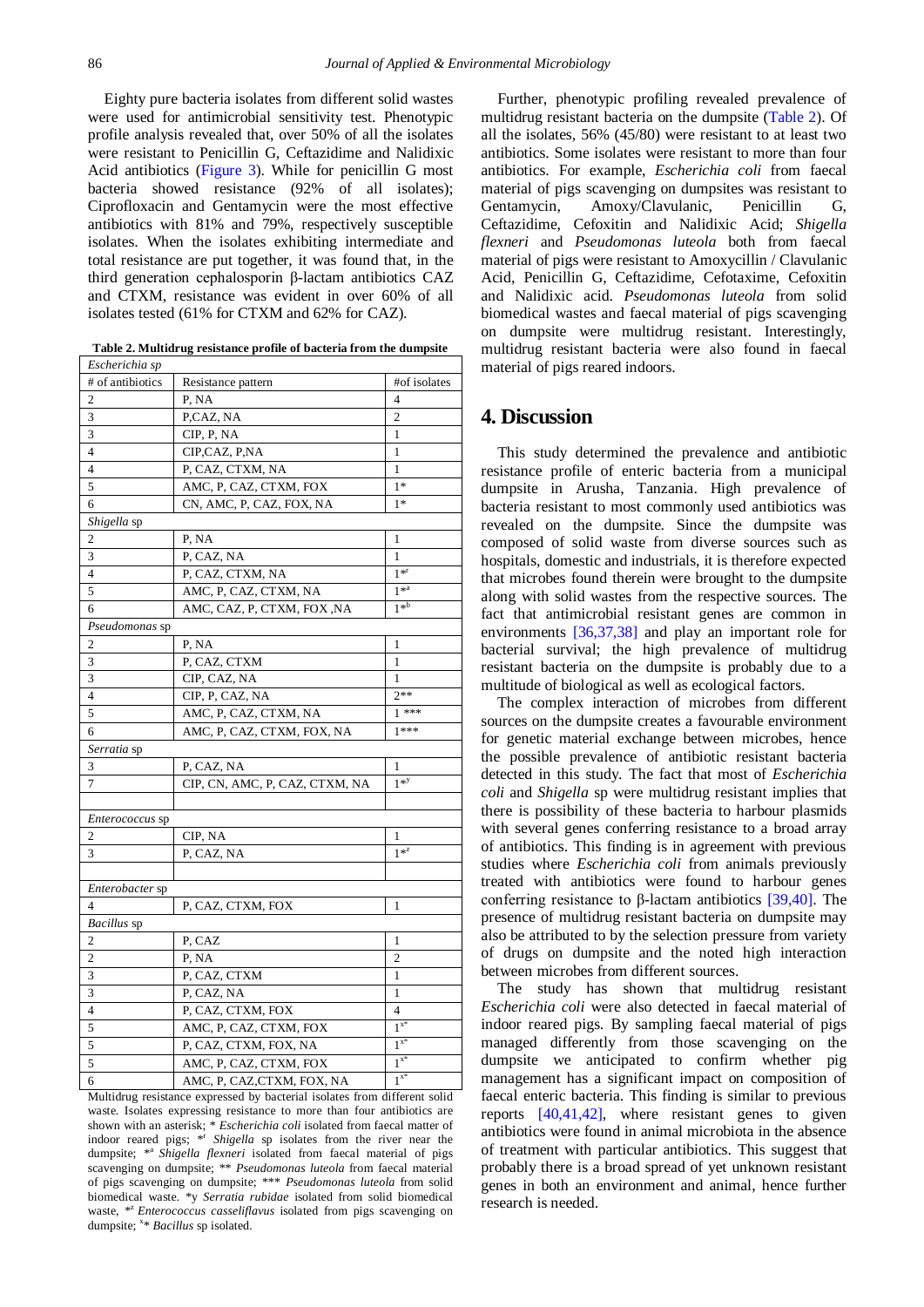Eighty pure bacteria isolates from different solid wastes were used for antimicrobial sensitivity test. Phenotypic profile analysis revealed that, over 50% of all the isolates were resistant to Penicillin G, Ceftazidime and Nalidixic Acid antibiotics (Figure 3). While for penicillin G most bacteria showed resistance (92% of all isolates); Ciprofloxacin and Gentamycin were the most effective antibiotics with 81% and 79%, respectively susceptible isolates. When the isolates exhibiting intermediate and total resistance are put together, it was found that, in the third generation cephalosporin β-lactam antibiotics CAZ and CTXM, resistance was evident in over 60% of all isolates tested (61% for CTXM and 62% for CAZ).

**Table 2. Multidrug resistance profile of bacteria from the dumpsite**

| *Escherichia sp* | | |
|---|---|---|
| # of antibiotics | Resistance pattern | #of isolates |
| 2 | P, NA | 4 |
| 3 | P,CAZ, NA | 2 |
| 3 | CIP, P, NA | 1 |
| 4 | CIP,CAZ, P,NA | 1 |
| 4 | P, CAZ, CTXM, NA | 1 |
| 5 | AMC, P, CAZ, CTXM, FOX | 1* |
| 6 | CN, AMC, P, CAZ, FOX, NA | 1* |
| *Shigella sp* | | |
| 2 | P, NA | 1 |
| 3 | P, CAZ, NA | 1 |
| 4 | P, CAZ, CTXM, NA | 1*[r] |
| 5 | AMC, P, CAZ, CTXM, NA | 1*[a] |
| 6 | AMC, CAZ, P, CTXM, FOX ,NA | 1*[b] |
| *Pseudomonas sp* | | |
| 2 | P, NA | 1 |
| 3 | P, CAZ, CTXM | 1 |
| 3 | CIP, CAZ, NA | 1 |
| 4 | CIP, P, CAZ, NA | 2** |
| 5 | AMC, P, CAZ, CTXM, NA | 1 *** |
| 6 | AMC, P, CAZ, CTXM, FOX, NA | 1*** |
| *Serratia sp* | | |
| 3 | P, CAZ, NA | 1 |
| 7 | CIP, CN, AMC, P, CAZ, CTXM, NA | 1*[y] |
| | | |
| *Enterococcus sp* | | |
| 2 | CIP, NA | 1 |
| 3 | P, CAZ, NA | 1*[z] |
| | | |
| *Enterobacter sp* | | |
| 4 | P, CAZ, CTXM, FOX | 1 |
| *Bacillus sp* | | |
| 2 | P, CAZ | 1 |
| 2 | P, NA | 2 |
| 3 | P, CAZ, CTXM | 1 |
| 3 | P, CAZ, NA | 1 |
| 4 | P, CAZ, CTXM, FOX | 4 |
| 5 | AMC, P, CAZ, CTXM, FOX | 1[x*] |
| 5 | P, CAZ, CTXM, FOX, NA | 1[x*] |
| 5 | AMC, P, CAZ, CTXM, FOX | 1[x*] |
| 6 | AMC, P, CAZ,CTXM, FOX, NA | 1[x*] |

Multidrug resistance expressed by bacterial isolates from different solid waste. Isolates expressing resistance to more than four antibiotics are shown with an asterisk; * *Escherichia coli* isolated from faecal matter of indoor reared pigs; *[r] *Shigella* sp isolates from the river near the dumpsite; *[a] *Shigella flexneri* isolated from faecal material of pigs scavenging on dumpsite; ** *Pseudomonas luteola* from faecal material of pigs scavenging on dumpsite; *** *Pseudomonas luteola* from solid biomedical waste. *y *Serratia rubidae* isolated from solid biomedical waste, *[z] *Enterococcus casseliflavus* isolated from pigs scavenging on dumpsite; [x]* *Bacillus* sp isolated.

Further, phenotypic profiling revealed prevalence of multidrug resistant bacteria on the dumpsite (Table 2). Of all the isolates, 56% (45/80) were resistant to at least two antibiotics. Some isolates were resistant to more than four antibiotics. For example, *Escherichia coli* from faecal material of pigs scavenging on dumpsites was resistant to Gentamycin, Amoxy/Clavulanic, Penicillin G, Ceftazidime, Cefoxitin and Nalidixic Acid; *Shigella flexneri* and *Pseudomonas luteola* both from faecal material of pigs were resistant to Amoxycillin / Clavulanic Acid, Penicillin G, Ceftazidime, Cefotaxime, Cefoxitin and Nalidixic acid. *Pseudomonas luteola* from solid biomedical wastes and faecal material of pigs scavenging on dumpsite were multidrug resistant. Interestingly, multidrug resistant bacteria were also found in faecal material of pigs reared indoors.

## 4. Discussion

This study determined the prevalence and antibiotic resistance profile of enteric bacteria from a municipal dumpsite in Arusha, Tanzania. High prevalence of bacteria resistant to most commonly used antibiotics was revealed on the dumpsite. Since the dumpsite was composed of solid waste from diverse sources such as hospitals, domestic and industrials, it is therefore expected that microbes found therein were brought to the dumpsite along with solid wastes from the respective sources. The fact that antimicrobial resistant genes are common in environments [36,37,38] and play an important role for bacterial survival; the high prevalence of multidrug resistant bacteria on the dumpsite is probably due to a multitude of biological as well as ecological factors.

The complex interaction of microbes from different sources on the dumpsite creates a favourable environment for genetic material exchange between microbes, hence the possible prevalence of antibiotic resistant bacteria detected in this study. The fact that most of *Escherichia coli* and *Shigella* sp were multidrug resistant implies that there is possibility of these bacteria to harbour plasmids with several genes conferring resistance to a broad array of antibiotics. This finding is in agreement with previous studies where *Escherichia coli* from animals previously treated with antibiotics were found to harbour genes conferring resistance to β-lactam antibiotics [39,40]. The presence of multidrug resistant bacteria on dumpsite may also be attributed to by the selection pressure from variety of drugs on dumpsite and the noted high interaction between microbes from different sources.

The study has shown that multidrug resistant *Escherichia coli* were also detected in faecal material of indoor reared pigs. By sampling faecal material of pigs managed differently from those scavenging on the dumpsite we anticipated to confirm whether pig management has a significant impact on composition of faecal enteric bacteria. This finding is similar to previous reports [40,41,42], where resistant genes to given antibiotics were found in animal microbiota in the absence of treatment with particular antibiotics. This suggest that probably there is a broad spread of yet unknown resistant genes in both an environment and animal, hence further research is needed.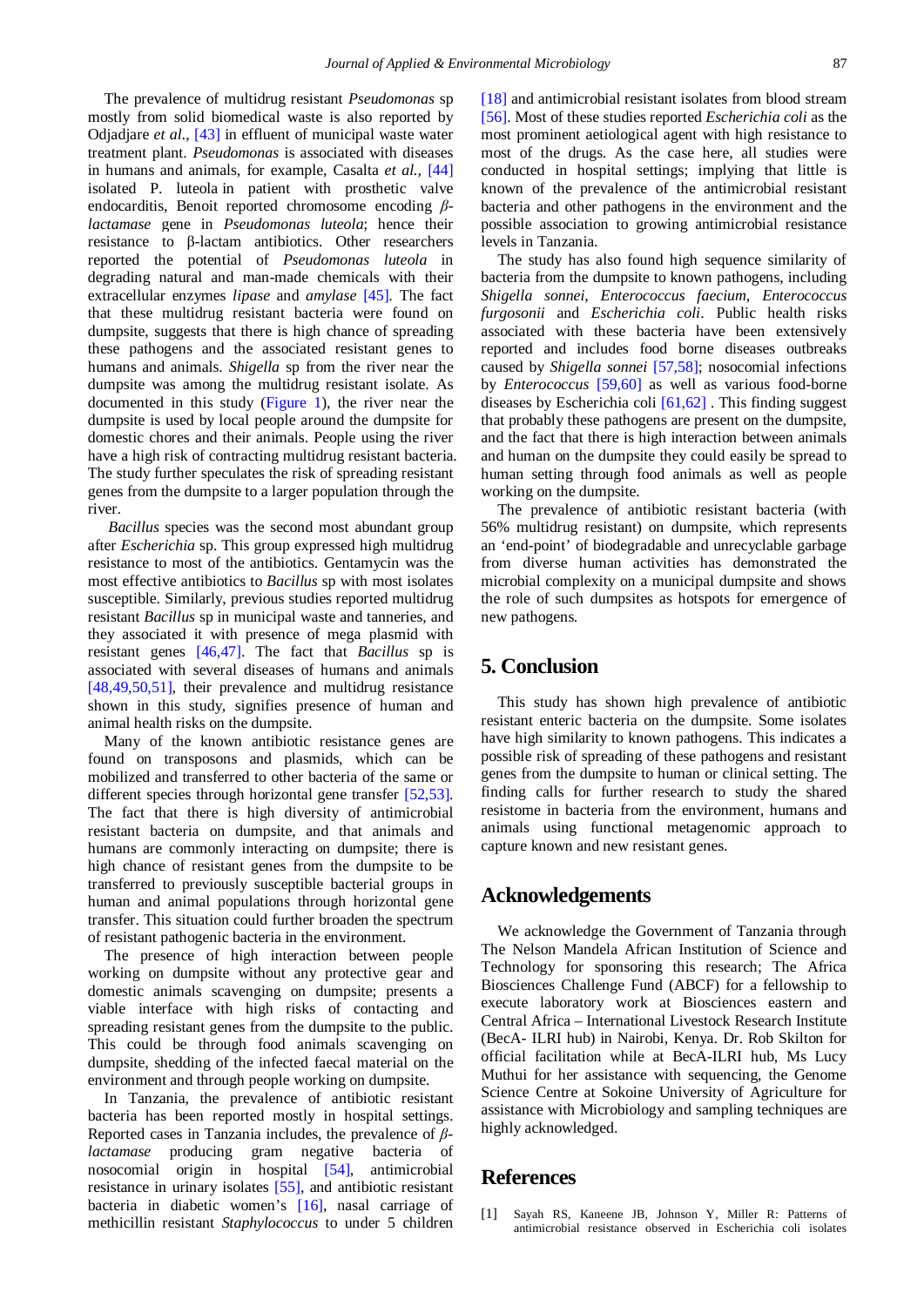The prevalence of multidrug resistant *Pseudomonas* sp mostly from solid biomedical waste is also reported by Odjadjare *et al*., [43] in effluent of municipal waste water treatment plant. *Pseudomonas* is associated with diseases in humans and animals, for example, Casalta *et al.,* [44] isolated P. luteola in patient with prosthetic valve endocarditis, Benoit reported chromosome encoding *β-lactamase* gene in *Pseudomonas luteola*; hence their resistance to β-lactam antibiotics. Other researchers reported the potential of *Pseudomonas luteola* in degrading natural and man-made chemicals with their extracellular enzymes *lipase* and *amylase* [45]. The fact that these multidrug resistant bacteria were found on dumpsite, suggests that there is high chance of spreading these pathogens and the associated resistant genes to humans and animals. *Shigella* sp from the river near the dumpsite was among the multidrug resistant isolate. As documented in this study (Figure 1), the river near the dumpsite is used by local people around the dumpsite for domestic chores and their animals. People using the river have a high risk of contracting multidrug resistant bacteria. The study further speculates the risk of spreading resistant genes from the dumpsite to a larger population through the river.

*Bacillus* species was the second most abundant group after *Escherichia* sp. This group expressed high multidrug resistance to most of the antibiotics. Gentamycin was the most effective antibiotics to *Bacillus* sp with most isolates susceptible. Similarly, previous studies reported multidrug resistant *Bacillus* sp in municipal waste and tanneries, and they associated it with presence of mega plasmid with resistant genes [46,47]. The fact that *Bacillus* sp is associated with several diseases of humans and animals [48,49,50,51], their prevalence and multidrug resistance shown in this study, signifies presence of human and animal health risks on the dumpsite.

Many of the known antibiotic resistance genes are found on transposons and plasmids, which can be mobilized and transferred to other bacteria of the same or different species through horizontal gene transfer [52,53]. The fact that there is high diversity of antimicrobial resistant bacteria on dumpsite, and that animals and humans are commonly interacting on dumpsite; there is high chance of resistant genes from the dumpsite to be transferred to previously susceptible bacterial groups in human and animal populations through horizontal gene transfer. This situation could further broaden the spectrum of resistant pathogenic bacteria in the environment.

The presence of high interaction between people working on dumpsite without any protective gear and domestic animals scavenging on dumpsite; presents a viable interface with high risks of contacting and spreading resistant genes from the dumpsite to the public. This could be through food animals scavenging on dumpsite, shedding of the infected faecal material on the environment and through people working on dumpsite.

In Tanzania, the prevalence of antibiotic resistant bacteria has been reported mostly in hospital settings. Reported cases in Tanzania includes, the prevalence of *β-lactamase* producing gram negative bacteria of nosocomial origin in hospital [54], antimicrobial resistance in urinary isolates [55], and antibiotic resistant bacteria in diabetic women's [16], nasal carriage of methicillin resistant *Staphylococcus* to under 5 children [18] and antimicrobial resistant isolates from blood stream [56]. Most of these studies reported *Escherichia coli* as the most prominent aetiological agent with high resistance to most of the drugs. As the case here, all studies were conducted in hospital settings; implying that little is known of the prevalence of the antimicrobial resistant bacteria and other pathogens in the environment and the possible association to growing antimicrobial resistance levels in Tanzania.

The study has also found high sequence similarity of bacteria from the dumpsite to known pathogens, including *Shigella sonnei*, *Enterococcus faecium*, *Enterococcus furgosonii* and *Escherichia coli*. Public health risks associated with these bacteria have been extensively reported and includes food borne diseases outbreaks caused by *Shigella sonnei* [57,58]; nosocomial infections by *Enterococcus* [59,60] as well as various food-borne diseases by Escherichia coli [61,62] . This finding suggest that probably these pathogens are present on the dumpsite, and the fact that there is high interaction between animals and human on the dumpsite they could easily be spread to human setting through food animals as well as people working on the dumpsite.

The prevalence of antibiotic resistant bacteria (with 56% multidrug resistant) on dumpsite, which represents an 'end-point' of biodegradable and unrecyclable garbage from diverse human activities has demonstrated the microbial complexity on a municipal dumpsite and shows the role of such dumpsites as hotspots for emergence of new pathogens.

## 5. Conclusion

This study has shown high prevalence of antibiotic resistant enteric bacteria on the dumpsite. Some isolates have high similarity to known pathogens. This indicates a possible risk of spreading of these pathogens and resistant genes from the dumpsite to human or clinical setting. The finding calls for further research to study the shared resistome in bacteria from the environment, humans and animals using functional metagenomic approach to capture known and new resistant genes.

## Acknowledgements

We acknowledge the Government of Tanzania through The Nelson Mandela African Institution of Science and Technology for sponsoring this research; The Africa Biosciences Challenge Fund (ABCF) for a fellowship to execute laboratory work at Biosciences eastern and Central Africa – International Livestock Research Institute (BecA- ILRI hub) in Nairobi, Kenya. Dr. Rob Skilton for official facilitation while at BecA-ILRI hub, Ms Lucy Muthui for her assistance with sequencing, the Genome Science Centre at Sokoine University of Agriculture for assistance with Microbiology and sampling techniques are highly acknowledged.

## References

[1] Sayah RS, Kaneene JB, Johnson Y, Miller R: Patterns of antimicrobial resistance observed in Escherichia coli isolates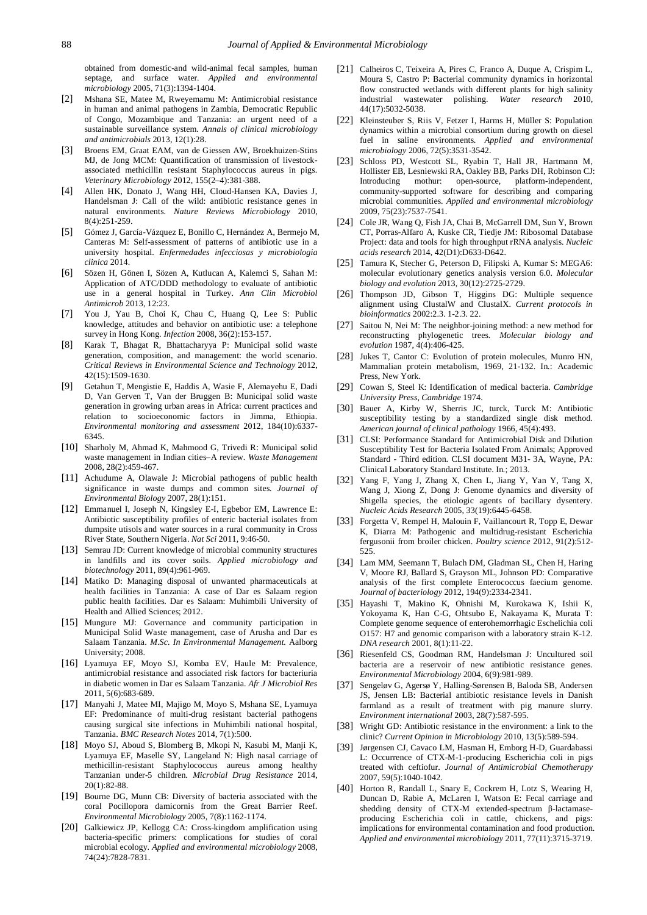obtained from domestic-and wild-animal fecal samples, human septage, and surface water. *Applied and environmental microbiology* 2005, 71(3):1394-1404.

[2] Mshana SE, Matee M, Rweyemamu M: Antimicrobial resistance in human and animal pathogens in Zambia, Democratic Republic of Congo, Mozambique and Tanzania: an urgent need of a sustainable surveillance system. *Annals of clinical microbiology and antimicrobials* 2013, 12(1):28.

[3] Broens EM, Graat EAM, van de Giessen AW, Broekhuizen-Stins MJ, de Jong MCM: Quantification of transmission of livestock-associated methicillin resistant Staphylococcus aureus in pigs. *Veterinary Microbiology* 2012, 155(2–4):381-388.

[4] Allen HK, Donato J, Wang HH, Cloud-Hansen KA, Davies J, Handelsman J: Call of the wild: antibiotic resistance genes in natural environments. *Nature Reviews Microbiology* 2010, 8(4):251-259.

[5] Gómez J, García-Vázquez E, Bonillo C, Hernández A, Bermejo M, Canteras M: Self-assessment of patterns of antibiotic use in a university hospital. *Enfermedades infecciosas y microbiologia clinica* 2014.

[6] Sözen H, Gönen I, Sözen A, Kutlucan A, Kalemci S, Sahan M: Application of ATC/DDD methodology to evaluate of antibiotic use in a general hospital in Turkey. *Ann Clin Microbiol Antimicrob* 2013, 12:23.

[7] You J, Yau B, Choi K, Chau C, Huang Q, Lee S: Public knowledge, attitudes and behavior on antibiotic use: a telephone survey in Hong Kong. *Infection* 2008, 36(2):153-157.

[8] Karak T, Bhagat R, Bhattacharyya P: Municipal solid waste generation, composition, and management: the world scenario. *Critical Reviews in Environmental Science and Technology* 2012, 42(15):1509-1630.

[9] Getahun T, Mengistie E, Haddis A, Wasie F, Alemayehu E, Dadi D, Van Gerven T, Van der Bruggen B: Municipal solid waste generation in growing urban areas in Africa: current practices and relation to socioeconomic factors in Jimma, Ethiopia. *Environmental monitoring and assessment* 2012, 184(10):6337-6345.

[10] Sharholy M, Ahmad K, Mahmood G, Trivedi R: Municipal solid waste management in Indian cities–A review. *Waste Management* 2008, 28(2):459-467.

[11] Achudume A, Olawale J: Microbial pathogens of public health significance in waste dumps and common sites. *Journal of Environmental Biology* 2007, 28(1):151.

[12] Emmanuel I, Joseph N, Kingsley E-I, Egbebor EM, Lawrence E: Antibiotic susceptibility profiles of enteric bacterial isolates from dumpsite utisols and water sources in a rural community in Cross River State, Southern Nigeria. *Nat Sci* 2011, 9:46-50.

[13] Semrau JD: Current knowledge of microbial community structures in landfills and its cover soils. *Applied microbiology and biotechnology* 2011, 89(4):961-969.

[14] Matiko D: Managing disposal of unwanted pharmaceuticals at health facilities in Tanzania: A case of Dar es Salaam region public health facilities. Dar es Salaam: Muhimbili University of Health and Allied Sciences; 2012.

[15] Mungure MJ: Governance and community participation in Municipal Solid Waste management, case of Arusha and Dar es Salaam Tanzania. *M.Sc. In Environmental Management.* Aalborg University; 2008.

[16] Lyamuya EF, Moyo SJ, Komba EV, Haule M: Prevalence, antimicrobial resistance and associated risk factors for bacteriuria in diabetic women in Dar es Salaam Tanzania. *Afr J Microbiol Res* 2011, 5(6):683-689.

[17] Manyahi J, Matee MI, Majigo M, Moyo S, Mshana SE, Lyamuya EF: Predominance of multi-drug resistant bacterial pathogens causing surgical site infections in Muhimbili national hospital, Tanzania. *BMC Research Notes* 2014, 7(1):500.

[18] Moyo SJ, Aboud S, Blomberg B, Mkopi N, Kasubi M, Manji K, Lyamuya EF, Maselle SY, Langeland N: High nasal carriage of methicillin-resistant Staphylococcus aureus among healthy Tanzanian under-5 children. *Microbial Drug Resistance* 2014, 20(1):82-88.

[19] Bourne DG, Munn CB: Diversity of bacteria associated with the coral Pocillopora damicornis from the Great Barrier Reef. *Environmental Microbiology* 2005, 7(8):1162-1174.

[20] Galkiewicz JP, Kellogg CA: Cross-kingdom amplification using bacteria-specific primers: complications for studies of coral microbial ecology. *Applied and environmental microbiology* 2008, 74(24):7828-7831.

[21] Calheiros C, Teixeira A, Pires C, Franco A, Duque A, Crispim L, Moura S, Castro P: Bacterial community dynamics in horizontal flow constructed wetlands with different plants for high salinity industrial wastewater polishing. *Water research* 2010, 44(17):5032-5038.

[22] Kleinsteuber S, Riis V, Fetzer I, Harms H, Müller S: Population dynamics within a microbial consortium during growth on diesel fuel in saline environments. *Applied and environmental microbiology* 2006, 72(5):3531-3542.

[23] Schloss PD, Westcott SL, Ryabin T, Hall JR, Hartmann M, Hollister EB, Lesniewski RA, Oakley BB, Parks DH, Robinson CJ: Introducing mothur: open-source, platform-independent, community-supported software for describing and comparing microbial communities. *Applied and environmental microbiology* 2009, 75(23):7537-7541.

[24] Cole JR, Wang Q, Fish JA, Chai B, McGarrell DM, Sun Y, Brown CT, Porras-Alfaro A, Kuske CR, Tiedje JM: Ribosomal Database Project: data and tools for high throughput rRNA analysis. *Nucleic acids research* 2014, 42(D1):D633-D642.

[25] Tamura K, Stecher G, Peterson D, Filipski A, Kumar S: MEGA6: molecular evolutionary genetics analysis version 6.0. *Molecular biology and evolution* 2013, 30(12):2725-2729.

[26] Thompson JD, Gibson T, Higgins DG: Multiple sequence alignment using ClustalW and ClustalX. *Current protocols in bioinformatics* 2002:2.3. 1-2.3. 22.

[27] Saitou N, Nei M: The neighbor-joining method: a new method for reconstructing phylogenetic trees. *Molecular biology and evolution* 1987, 4(4):406-425.

[28] Jukes T, Cantor C: Evolution of protein molecules, Munro HN, Mammalian protein metabolism, 1969, 21-132. In.: Academic Press, New York.

[29] Cowan S, Steel K: Identification of medical bacteria. *Cambridge University Press, Cambridge* 1974.

[30] Bauer A, Kirby W, Sherris JC, turck, Turck M: Antibiotic susceptibility testing by a standardized single disk method. *American journal of clinical pathology* 1966, 45(4):493.

[31] CLSI: Performance Standard for Antimicrobial Disk and Dilution Susceptibility Test for Bacteria Isolated From Animals; Approved Standard - Third edition. CLSI document M31- 3A, Wayne, PA: Clinical Laboratory Standard Institute. In.; 2013.

[32] Yang F, Yang J, Zhang X, Chen L, Jiang Y, Yan Y, Tang X, Wang J, Xiong Z, Dong J: Genome dynamics and diversity of Shigella species, the etiologic agents of bacillary dysentery. *Nucleic Acids Research* 2005, 33(19):6445-6458.

[33] Forgetta V, Rempel H, Malouin F, Vaillancourt R, Topp E, Dewar K, Diarra M: Pathogenic and multidrug-resistant Escherichia fergusonii from broiler chicken. *Poultry science* 2012, 91(2):512-525.

[34] Lam MM, Seemann T, Bulach DM, Gladman SL, Chen H, Haring V, Moore RJ, Ballard S, Grayson ML, Johnson PD: Comparative analysis of the first complete Enterococcus faecium genome. *Journal of bacteriology* 2012, 194(9):2334-2341.

[35] Hayashi T, Makino K, Ohnishi M, Kurokawa K, Ishii K, Yokoyama K, Han C-G, Ohtsubo E, Nakayama K, Murata T: Complete genome sequence of enterohemorrhagic Eschelichia coli O157: H7 and genomic comparison with a laboratory strain K-12. *DNA research* 2001, 8(1):11-22.

[36] Riesenfeld CS, Goodman RM, Handelsman J: Uncultured soil bacteria are a reservoir of new antibiotic resistance genes. *Environmental Microbiology* 2004, 6(9):981-989.

[37] Sengeløv G, Agersø Y, Halling-Sørensen B, Baloda SB, Andersen JS, Jensen LB: Bacterial antibiotic resistance levels in Danish farmland as a result of treatment with pig manure slurry. *Environment international* 2003, 28(7):587-595.

[38] Wright GD: Antibiotic resistance in the environment: a link to the clinic? *Current Opinion in Microbiology* 2010, 13(5):589-594.

[39] Jørgensen CJ, Cavaco LM, Hasman H, Emborg H-D, Guardabassi L: Occurrence of CTX-M-1-producing Escherichia coli in pigs treated with ceftiofur. *Journal of Antimicrobial Chemotherapy* 2007, 59(5):1040-1042.

[40] Horton R, Randall L, Snary E, Cockrem H, Lotz S, Wearing H, Duncan D, Rabie A, McLaren I, Watson E: Fecal carriage and shedding density of CTX-M extended-spectrum β-lactamase-producing Escherichia coli in cattle, chickens, and pigs: implications for environmental contamination and food production. *Applied and environmental microbiology* 2011, 77(11):3715-3719.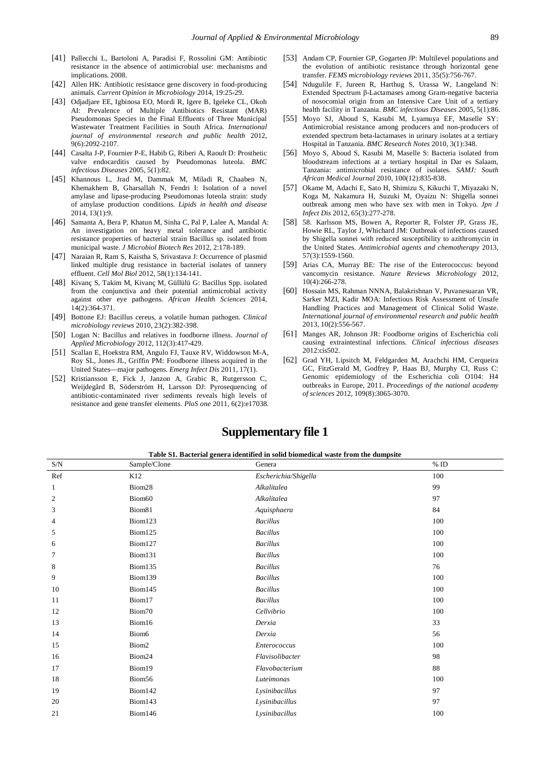[41] Pallecchi L, Bartoloni A, Paradisi F, Rossolini GM: Antibiotic resistance in the absence of antimicrobial use: mechanisms and implications. 2008.

[42] Allen HK: Antibiotic resistance gene discovery in food-producing animals. *Current Opinion in Microbiology* 2014, 19:25-29.

[43] Odjadjare EE, Igbinosa EO, Mordi R, Igere B, Igeleke CL, Okoh AI: Prevalence of Multiple Antibiotics Resistant (MAR) Pseudomonas Species in the Final Effluents of Three Municipal Wastewater Treatment Facilities in South Africa. *International journal of environmental research and public health* 2012, 9(6):2092-2107.

[44] Casalta J-P, Fournier P-E, Habib G, Riberi A, Raoult D: Prosthetic valve endocarditis caused by Pseudomonas luteola. *BMC infectious Diseases* 2005, 5(1):82.

[45] Khannous L, Jrad M, Dammak M, Miladi R, Chaaben N, Khemakhem B, Gharsallah N, Fendri I: Isolation of a novel amylase and lipase-producing Pseudomonas luteola strain: study of amylase production conditions. *Lipids in health and disease* 2014, 13(1):9.

[46] Samanta A, Bera P, Khatun M, Sinha C, Pal P, Lalee A, Mandal A: An investigation on heavy metal tolerance and antibiotic resistance properties of bacterial strain Bacillus sp. isolated from municipal waste. *J Microbiol Biotech Res* 2012, 2:178-189.

[47] Naraian R, Ram S, Kaistha S, Srivastava J: Occurrence of plasmid linked multiple drug resistance in bacterial isolates of tannery effluent. *Cell Mol Biol* 2012, 58(1):134-141.

[48] Kivanç S, Takim M, Kivanç M, Güllülü G: Bacillus Spp. isolated from the conjunctiva and their potential antimicrobial activity against other eye pathogens. *African Health Sciences* 2014, 14(2):364-371.

[49] Bottone EJ: Bacillus cereus, a volatile human pathogen. *Clinical microbiology reviews* 2010, 23(2):382-398.

[50] Logan N: Bacillus and relatives in foodborne illness. *Journal of Applied Microbiology* 2012, 112(3):417-429.

[51] Scallan E, Hoekstra RM, Angulo FJ, Tauxe RV, Widdowson M-A, Roy SL, Jones JL, Griffin PM: Foodborne illness acquired in the United States—major pathogens. *Emerg Infect Dis* 2011, 17(1).

[52] Kristiansson E, Fick J, Janzon A, Grabic R, Rutgersson C, Weijdegård B, Söderström H, Larsson DJ: Pyrosequencing of antibiotic-contaminated river sediments reveals high levels of resistance and gene transfer elements. *PloS one* 2011, 6(2):e17038.

[53] Andam CP, Fournier GP, Gogarten JP: Multilevel populations and the evolution of antibiotic resistance through horizontal gene transfer. *FEMS microbiology reviews* 2011, 35(5):756-767.

[54] Ndugulile F, Jureen R, Harthug S, Urassa W, Langeland N: Extended Spectrum β-Lactamases among Gram-negative bacteria of nosocomial origin from an Intensive Care Unit of a tertiary health facility in Tanzania. *BMC infectious Diseases* 2005, 5(1):86.

[55] Moyo SJ, Aboud S, Kasubi M, Lyamuya EF, Maselle SY: Antimicrobial resistance among producers and non-producers of extended spectrum beta-lactamases in urinary isolates at a tertiary Hospital in Tanzania. *BMC Research Notes* 2010, 3(1):348.

[56] Moyo S, Aboud S, Kasubi M, Maselle S: Bacteria isolated from bloodstream infections at a tertiary hospital in Dar es Salaam, Tanzania: antimicrobial resistance of isolates. *SAMJ: South African Medical Journal* 2010, 100(12):835-838.

[57] Okame M, Adachi E, Sato H, Shimizu S, Kikuchi T, Miyazaki N, Koga M, Nakamura H, Suzuki M, Oyaizu N: Shigella sonnei outbreak among men who have sex with men in Tokyo. *Jpn J Infect Dis* 2012, 65(3):277-278.

[58] 58. Karlsson MS, Bowen A, Reporter R, Folster JP, Grass JE, Howie RL, Taylor J, Whichard JM: Outbreak of infections caused by Shigella sonnei with reduced susceptibility to azithromycin in the United States. *Antimicrobial agents and chemotherapy* 2013, 57(3):1559-1560.

[59] Arias CA, Murray BE: The rise of the Enterococcus: beyond vancomycin resistance. *Nature Reviews Microbiology* 2012, 10(4):266-278.

[60] Hossain MS, Rahman NNNA, Balakrishnan V, Puvanesuaran VR, Sarker MZI, Kadir MOA: Infectious Risk Assessment of Unsafe Handling Practices and Management of Clinical Solid Waste. *International journal of environmental research and public health* 2013, 10(2):556-567.

[61] Manges AR, Johnson JR: Foodborne origins of Escherichia coli causing extraintestinal infections. *Clinical infectious diseases* 2012:cis502.

[62] Grad YH, Lipsitch M, Feldgarden M, Arachchi HM, Cerqueira GC, FitzGerald M, Godfrey P, Haas BJ, Murphy CI, Russ C: Genomic epidemiology of the Escherichia coli O104: H4 outbreaks in Europe, 2011. *Proceedings of the national academy of sciences* 2012, 109(8):3065-3070.

# Supplementary file 1

**Table S1. Bacterial genera identified in solid biomedical waste from the dumpsite**

| S/N | Sample/Clone | Genera | % ID |
|---|---|---|---|
| Ref | K12 | *Escherichia/Shigella* | 100 |
| 1 | Biom28 | *Alkalitalea* | 99 |
| 2 | Biom60 | *Alkalitalea* | 97 |
| 3 | Biom81 | *Aquisphaera* | 84 |
| 4 | Biom123 | *Bacillus* | 100 |
| 5 | Biom125 | *Bacillus* | 100 |
| 6 | Biom127 | *Bacillus* | 100 |
| 7 | Biom131 | *Bacillus* | 100 |
| 8 | Biom135 | *Bacillus* | 76 |
| 9 | Biom139 | *Bacillus* | 100 |
| 10 | Biom145 | *Bacillus* | 100 |
| 11 | Biom17 | *Bacillus* | 100 |
| 12 | Biom70 | *Cellvibrio* | 100 |
| 13 | Biom16 | *Derxia* | 33 |
| 14 | Biom6 | *Derxia* | 56 |
| 15 | Biom2 | *Enterococcus* | 100 |
| 16 | Biom24 | *Flavisolibacter* | 98 |
| 17 | Biom19 | *Flavobacterium* | 88 |
| 18 | Biom56 | *Luteimonas* | 100 |
| 19 | Biom142 | *Lysinibacillus* | 97 |
| 20 | Biom143 | *Lysinibacillus* | 97 |
| 21 | Biom146 | *Lysinibacillus* | 100 |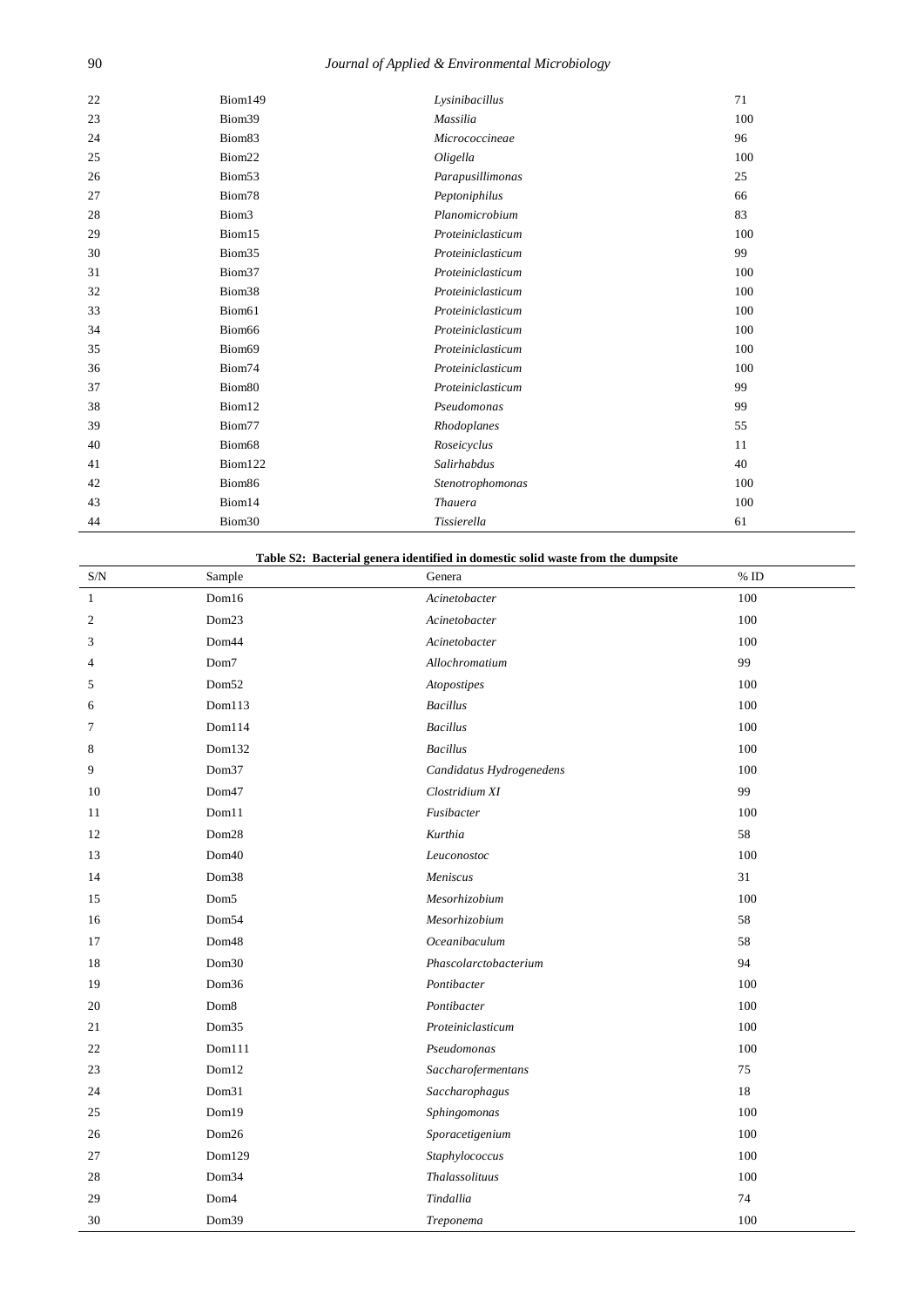| 22 | Biom149 | *Lysinibacillus* | 71 |
|---|---|---|---|
| 23 | Biom39 | *Massilia* | 100 |
| 24 | Biom83 | *Micrococcineae* | 96 |
| 25 | Biom22 | *Oligella* | 100 |
| 26 | Biom53 | *Parapusillimonas* | 25 |
| 27 | Biom78 | *Peptoniphilus* | 66 |
| 28 | Biom3 | *Planomicrobium* | 83 |
| 29 | Biom15 | *Proteiniclasticum* | 100 |
| 30 | Biom35 | *Proteiniclasticum* | 99 |
| 31 | Biom37 | *Proteiniclasticum* | 100 |
| 32 | Biom38 | *Proteiniclasticum* | 100 |
| 33 | Biom61 | *Proteiniclasticum* | 100 |
| 34 | Biom66 | *Proteiniclasticum* | 100 |
| 35 | Biom69 | *Proteiniclasticum* | 100 |
| 36 | Biom74 | *Proteiniclasticum* | 100 |
| 37 | Biom80 | *Proteiniclasticum* | 99 |
| 38 | Biom12 | *Pseudomonas* | 99 |
| 39 | Biom77 | *Rhodoplanes* | 55 |
| 40 | Biom68 | *Roseicyclus* | 11 |
| 41 | Biom122 | *Salirhabdus* | 40 |
| 42 | Biom86 | *Stenotrophomonas* | 100 |
| 43 | Biom14 | *Thauera* | 100 |
| 44 | Biom30 | *Tissierella* | 61 |

**Table S2: Bacterial genera identified in domestic solid waste from the dumpsite**

| S/N | Sample | Genera | % ID |
|---|---|---|---|
| 1 | Dom16 | *Acinetobacter* | 100 |
| 2 | Dom23 | *Acinetobacter* | 100 |
| 3 | Dom44 | *Acinetobacter* | 100 |
| 4 | Dom7 | *Allochromatium* | 99 |
| 5 | Dom52 | *Atopostipes* | 100 |
| 6 | Dom113 | *Bacillus* | 100 |
| 7 | Dom114 | *Bacillus* | 100 |
| 8 | Dom132 | *Bacillus* | 100 |
| 9 | Dom37 | *Candidatus Hydrogenedens* | 100 |
| 10 | Dom47 | *Clostridium XI* | 99 |
| 11 | Dom11 | *Fusibacter* | 100 |
| 12 | Dom28 | *Kurthia* | 58 |
| 13 | Dom40 | *Leuconostoc* | 100 |
| 14 | Dom38 | *Meniscus* | 31 |
| 15 | Dom5 | *Mesorhizobium* | 100 |
| 16 | Dom54 | *Mesorhizobium* | 58 |
| 17 | Dom48 | *Oceanibaculum* | 58 |
| 18 | Dom30 | *Phascolarctobacterium* | 94 |
| 19 | Dom36 | *Pontibacter* | 100 |
| 20 | Dom8 | *Pontibacter* | 100 |
| 21 | Dom35 | *Proteiniclasticum* | 100 |
| 22 | Dom111 | *Pseudomonas* | 100 |
| 23 | Dom12 | *Saccharofermentans* | 75 |
| 24 | Dom31 | *Saccharophagus* | 18 |
| 25 | Dom19 | *Sphingomonas* | 100 |
| 26 | Dom26 | *Sporacetigenium* | 100 |
| 27 | Dom129 | *Staphylococcus* | 100 |
| 28 | Dom34 | *Thalassolituus* | 100 |
| 29 | Dom4 | *Tindallia* | 74 |
| 30 | Dom39 | *Treponema* | 100 |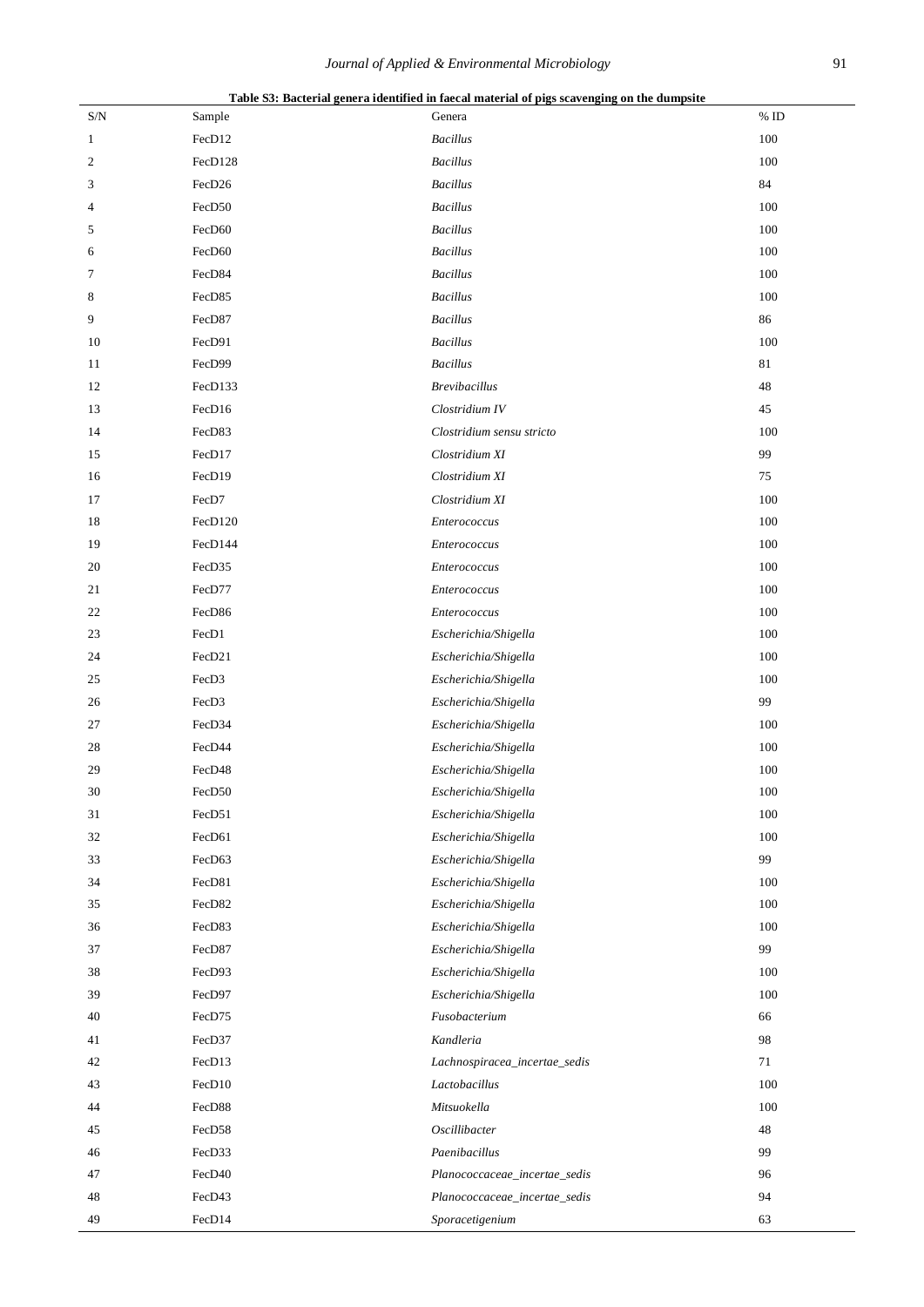**Table S3: Bacterial genera identified in faecal material of pigs scavenging on the dumpsite**

| S/N | Sample | Genera | % ID |
|---|---|---|---|
| 1 | FecD12 | *Bacillus* | 100 |
| 2 | FecD128 | *Bacillus* | 100 |
| 3 | FecD26 | *Bacillus* | 84 |
| 4 | FecD50 | *Bacillus* | 100 |
| 5 | FecD60 | *Bacillus* | 100 |
| 6 | FecD60 | *Bacillus* | 100 |
| 7 | FecD84 | *Bacillus* | 100 |
| 8 | FecD85 | *Bacillus* | 100 |
| 9 | FecD87 | *Bacillus* | 86 |
| 10 | FecD91 | *Bacillus* | 100 |
| 11 | FecD99 | *Bacillus* | 81 |
| 12 | FecD133 | *Brevibacillus* | 48 |
| 13 | FecD16 | *Clostridium IV* | 45 |
| 14 | FecD83 | *Clostridium sensu stricto* | 100 |
| 15 | FecD17 | *Clostridium XI* | 99 |
| 16 | FecD19 | *Clostridium XI* | 75 |
| 17 | FecD7 | *Clostridium XI* | 100 |
| 18 | FecD120 | *Enterococcus* | 100 |
| 19 | FecD144 | *Enterococcus* | 100 |
| 20 | FecD35 | *Enterococcus* | 100 |
| 21 | FecD77 | *Enterococcus* | 100 |
| 22 | FecD86 | *Enterococcus* | 100 |
| 23 | FecD1 | *Escherichia/Shigella* | 100 |
| 24 | FecD21 | *Escherichia/Shigella* | 100 |
| 25 | FecD3 | *Escherichia/Shigella* | 100 |
| 26 | FecD3 | *Escherichia/Shigella* | 99 |
| 27 | FecD34 | *Escherichia/Shigella* | 100 |
| 28 | FecD44 | *Escherichia/Shigella* | 100 |
| 29 | FecD48 | *Escherichia/Shigella* | 100 |
| 30 | FecD50 | *Escherichia/Shigella* | 100 |
| 31 | FecD51 | *Escherichia/Shigella* | 100 |
| 32 | FecD61 | *Escherichia/Shigella* | 100 |
| 33 | FecD63 | *Escherichia/Shigella* | 99 |
| 34 | FecD81 | *Escherichia/Shigella* | 100 |
| 35 | FecD82 | *Escherichia/Shigella* | 100 |
| 36 | FecD83 | *Escherichia/Shigella* | 100 |
| 37 | FecD87 | *Escherichia/Shigella* | 99 |
| 38 | FecD93 | *Escherichia/Shigella* | 100 |
| 39 | FecD97 | *Escherichia/Shigella* | 100 |
| 40 | FecD75 | *Fusobacterium* | 66 |
| 41 | FecD37 | *Kandleria* | 98 |
| 42 | FecD13 | *Lachnospiracea_incertae_sedis* | 71 |
| 43 | FecD10 | *Lactobacillus* | 100 |
| 44 | FecD88 | *Mitsuokella* | 100 |
| 45 | FecD58 | *Oscillibacter* | 48 |
| 46 | FecD33 | *Paenibacillus* | 99 |
| 47 | FecD40 | *Planococcaceae_incertae_sedis* | 96 |
| 48 | FecD43 | *Planococcaceae_incertae_sedis* | 94 |
| 49 | FecD14 | *Sporacetigenium* | 63 |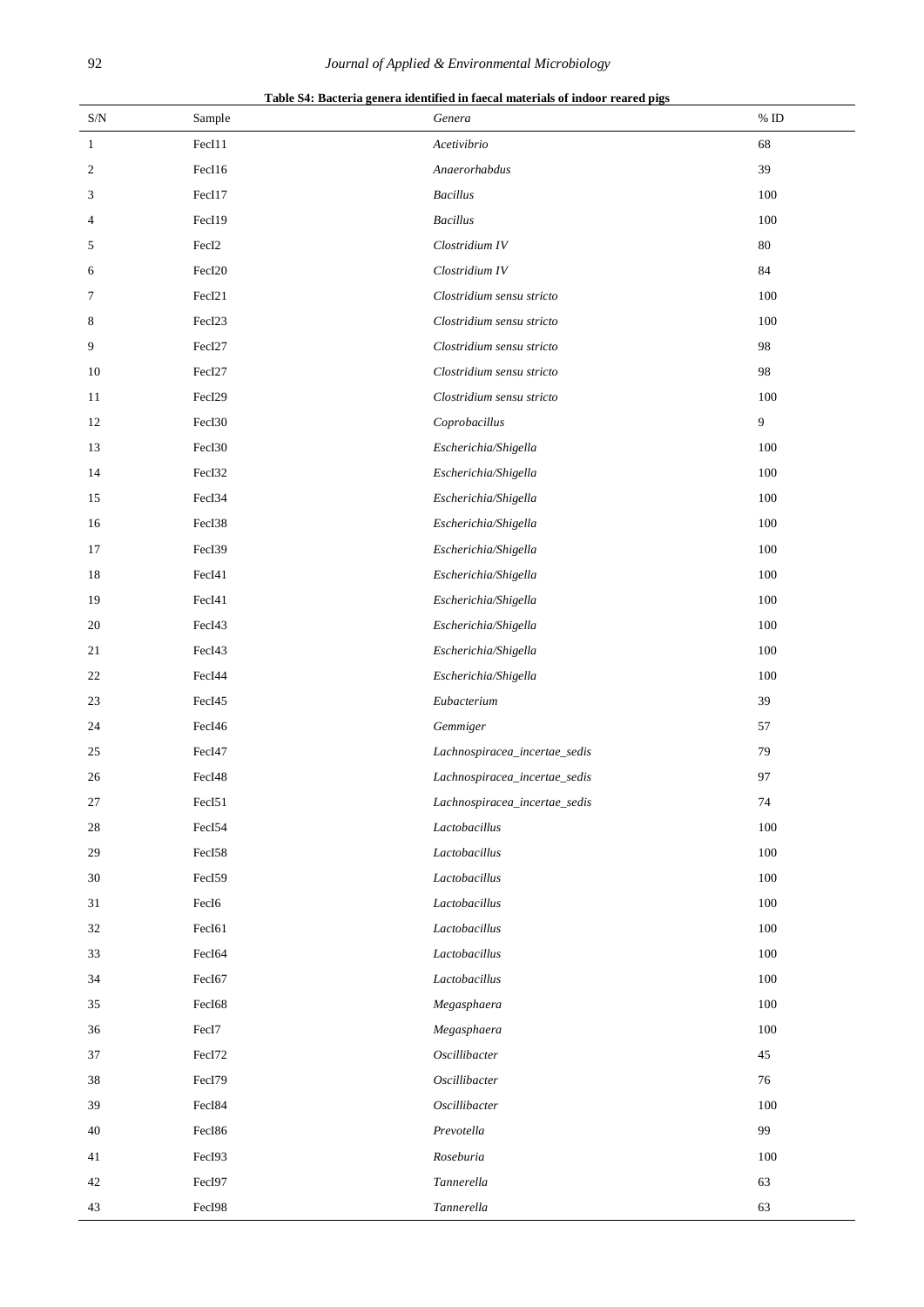**Table S4: Bacteria genera identified in faecal materials of indoor reared pigs**

| S/N | Sample | Genera | % ID |
|---|---|---|---|
| 1 | FecI11 | *Acetivibrio* | 68 |
| 2 | FecI16 | *Anaerorhabdus* | 39 |
| 3 | FecI17 | *Bacillus* | 100 |
| 4 | FecI19 | *Bacillus* | 100 |
| 5 | FecI2 | *Clostridium IV* | 80 |
| 6 | FecI20 | *Clostridium IV* | 84 |
| 7 | FecI21 | *Clostridium sensu stricto* | 100 |
| 8 | FecI23 | *Clostridium sensu stricto* | 100 |
| 9 | FecI27 | *Clostridium sensu stricto* | 98 |
| 10 | FecI27 | *Clostridium sensu stricto* | 98 |
| 11 | FecI29 | *Clostridium sensu stricto* | 100 |
| 12 | FecI30 | *Coprobacillus* | 9 |
| 13 | FecI30 | *Escherichia/Shigella* | 100 |
| 14 | FecI32 | *Escherichia/Shigella* | 100 |
| 15 | FecI34 | *Escherichia/Shigella* | 100 |
| 16 | FecI38 | *Escherichia/Shigella* | 100 |
| 17 | FecI39 | *Escherichia/Shigella* | 100 |
| 18 | FecI41 | *Escherichia/Shigella* | 100 |
| 19 | FecI41 | *Escherichia/Shigella* | 100 |
| 20 | FecI43 | *Escherichia/Shigella* | 100 |
| 21 | FecI43 | *Escherichia/Shigella* | 100 |
| 22 | FecI44 | *Escherichia/Shigella* | 100 |
| 23 | FecI45 | *Eubacterium* | 39 |
| 24 | FecI46 | *Gemmiger* | 57 |
| 25 | FecI47 | *Lachnospiracea_incertae_sedis* | 79 |
| 26 | FecI48 | *Lachnospiracea_incertae_sedis* | 97 |
| 27 | FecI51 | *Lachnospiracea_incertae_sedis* | 74 |
| 28 | FecI54 | *Lactobacillus* | 100 |
| 29 | FecI58 | *Lactobacillus* | 100 |
| 30 | FecI59 | *Lactobacillus* | 100 |
| 31 | FecI6 | *Lactobacillus* | 100 |
| 32 | FecI61 | *Lactobacillus* | 100 |
| 33 | FecI64 | *Lactobacillus* | 100 |
| 34 | FecI67 | *Lactobacillus* | 100 |
| 35 | FecI68 | *Megasphaera* | 100 |
| 36 | FecI7 | *Megasphaera* | 100 |
| 37 | FecI72 | *Oscillibacter* | 45 |
| 38 | FecI79 | *Oscillibacter* | 76 |
| 39 | FecI84 | *Oscillibacter* | 100 |
| 40 | FecI86 | *Prevotella* | 99 |
| 41 | FecI93 | *Roseburia* | 100 |
| 42 | FecI97 | *Tannerella* | 63 |
| 43 | FecI98 | *Tannerella* | 63 |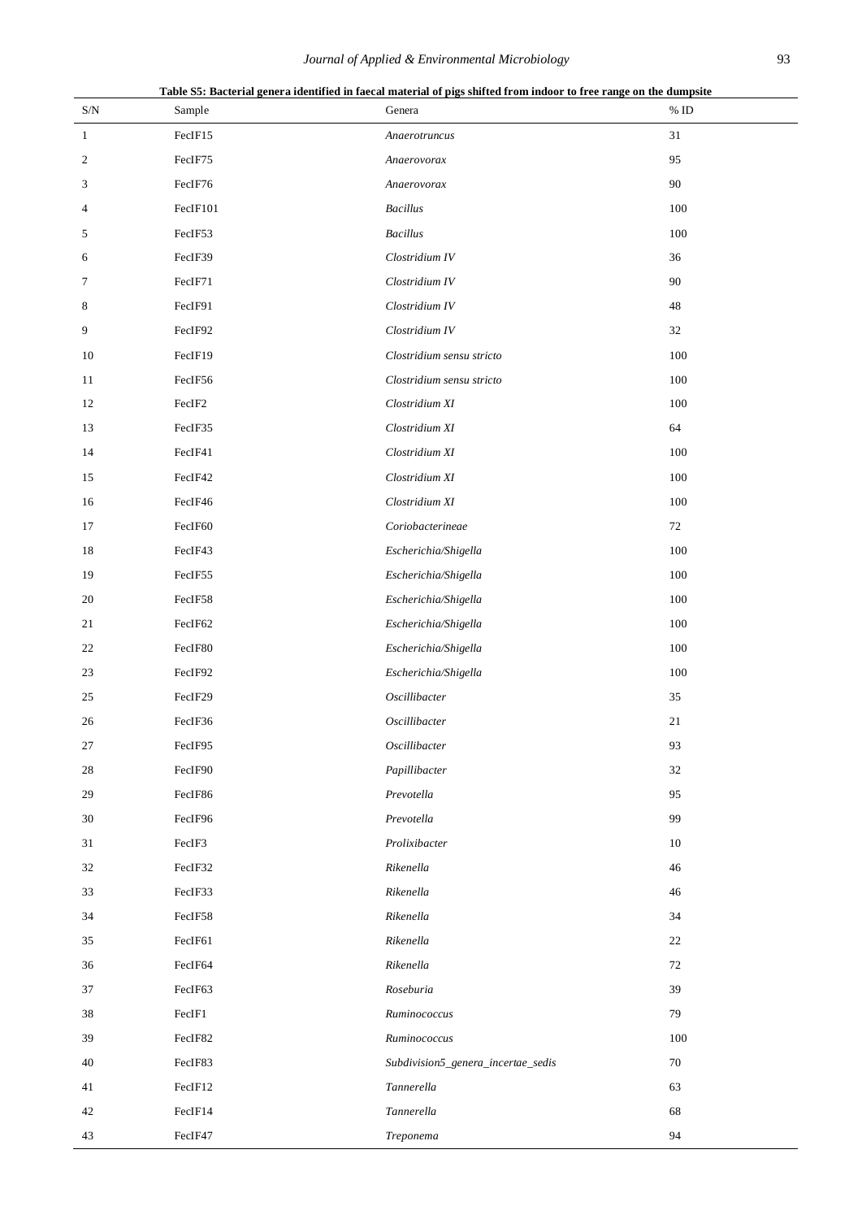**Table S5: Bacterial genera identified in faecal material of pigs shifted from indoor to free range on the dumpsite**

| S/N | Sample | Genera | % ID |
|---|---|---|---|
| 1 | FecIF15 | *Anaerotruncus* | 31 |
| 2 | FecIF75 | *Anaerovorax* | 95 |
| 3 | FecIF76 | *Anaerovorax* | 90 |
| 4 | FecIF101 | *Bacillus* | 100 |
| 5 | FecIF53 | *Bacillus* | 100 |
| 6 | FecIF39 | *Clostridium IV* | 36 |
| 7 | FecIF71 | *Clostridium IV* | 90 |
| 8 | FecIF91 | *Clostridium IV* | 48 |
| 9 | FecIF92 | *Clostridium IV* | 32 |
| 10 | FecIF19 | *Clostridium sensu stricto* | 100 |
| 11 | FecIF56 | *Clostridium sensu stricto* | 100 |
| 12 | FecIF2 | *Clostridium XI* | 100 |
| 13 | FecIF35 | *Clostridium XI* | 64 |
| 14 | FecIF41 | *Clostridium XI* | 100 |
| 15 | FecIF42 | *Clostridium XI* | 100 |
| 16 | FecIF46 | *Clostridium XI* | 100 |
| 17 | FecIF60 | *Coriobacterineae* | 72 |
| 18 | FecIF43 | *Escherichia/Shigella* | 100 |
| 19 | FecIF55 | *Escherichia/Shigella* | 100 |
| 20 | FecIF58 | *Escherichia/Shigella* | 100 |
| 21 | FecIF62 | *Escherichia/Shigella* | 100 |
| 22 | FecIF80 | *Escherichia/Shigella* | 100 |
| 23 | FecIF92 | *Escherichia/Shigella* | 100 |
| 25 | FecIF29 | *Oscillibacter* | 35 |
| 26 | FecIF36 | *Oscillibacter* | 21 |
| 27 | FecIF95 | *Oscillibacter* | 93 |
| 28 | FecIF90 | *Papillibacter* | 32 |
| 29 | FecIF86 | *Prevotella* | 95 |
| 30 | FecIF96 | *Prevotella* | 99 |
| 31 | FecIF3 | *Prolixibacter* | 10 |
| 32 | FecIF32 | *Rikenella* | 46 |
| 33 | FecIF33 | *Rikenella* | 46 |
| 34 | FecIF58 | *Rikenella* | 34 |
| 35 | FecIF61 | *Rikenella* | 22 |
| 36 | FecIF64 | *Rikenella* | 72 |
| 37 | FecIF63 | *Roseburia* | 39 |
| 38 | FecIF1 | *Ruminococcus* | 79 |
| 39 | FecIF82 | *Ruminococcus* | 100 |
| 40 | FecIF83 | *Subdivision5_genera_incertae_sedis* | 70 |
| 41 | FecIF12 | *Tannerella* | 63 |
| 42 | FecIF14 | *Tannerella* | 68 |
| 43 | FecIF47 | *Treponema* | 94 |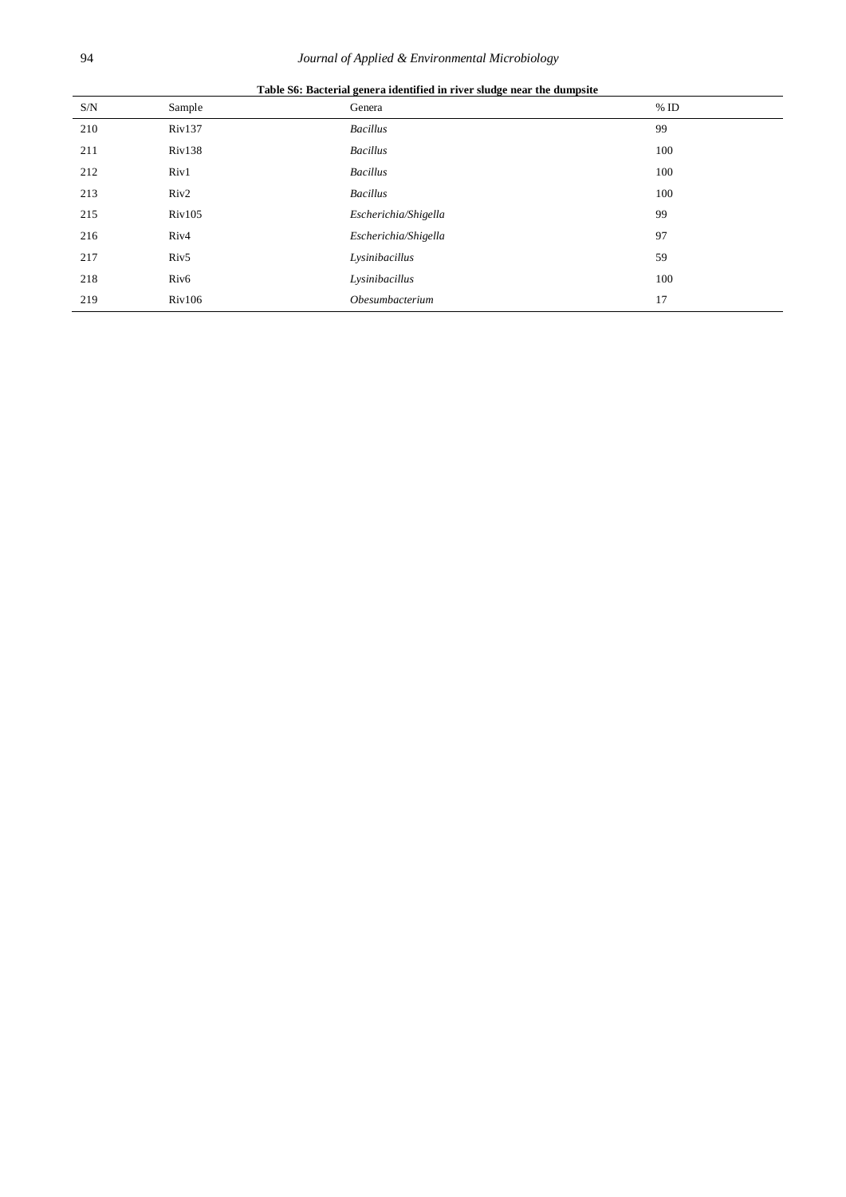**Table S6: Bacterial genera identified in river sludge near the dumpsite**

| S/N | Sample | Genera | % ID |
|---|---|---|---|
| 210 | Riv137 | *Bacillus* | 99 |
| 211 | Riv138 | *Bacillus* | 100 |
| 212 | Riv1 | *Bacillus* | 100 |
| 213 | Riv2 | *Bacillus* | 100 |
| 215 | Riv105 | *Escherichia/Shigella* | 99 |
| 216 | Riv4 | *Escherichia/Shigella* | 97 |
| 217 | Riv5 | *Lysinibacillus* | 59 |
| 218 | Riv6 | *Lysinibacillus* | 100 |
| 219 | Riv106 | *Obesumbacterium* | 17 |